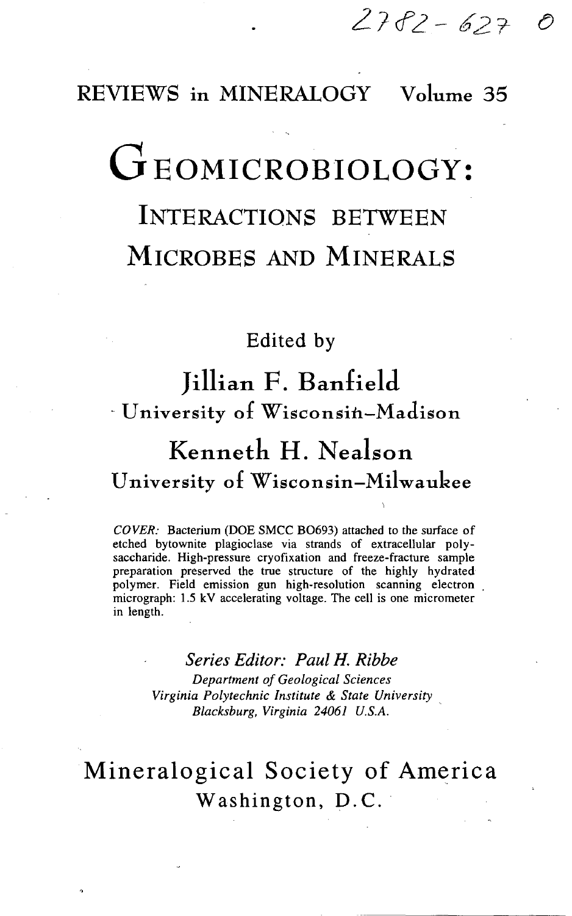2782-627 0

REVIEWS in MINERALOGY Volume 35

# GEOMICROBIOLOGY:

## INTERACTIONS BETWEEN MICROBES AND MINERALS

Edited by

**Jillian F. Banfield**
University of Wisconsin–Madison

**Kenneth H. Nealson**
University of Wisconsin–Milwaukee

*COVER:* Bacterium (DOE SMCC BO693) attached to the surface of etched bytownite plagioclase via strands of extracellular polysaccharide. High-pressure cryofixation and freeze-fracture sample preparation preserved the true structure of the highly hydrated polymer. Field emission gun high-resolution scanning electron micrograph: 1.5 kV accelerating voltage. The cell is one micrometer in length.

*Series Editor: Paul H. Ribbe*
*Department of Geological Sciences*
*Virginia Polytechnic Institute & State University*
*Blacksburg, Virginia 24061 U.S.A.*

Mineralogical Society of America
Washington, D.C.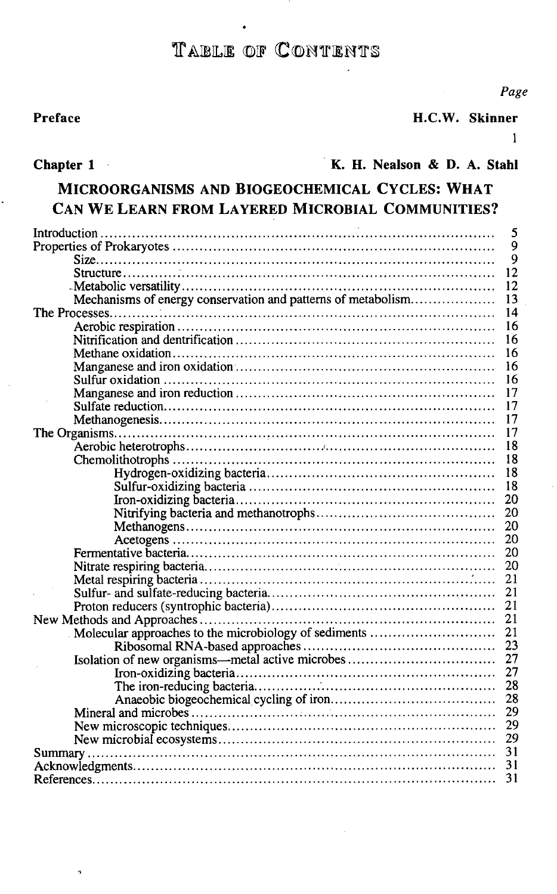# TABLE OF CONTENTS

*Page*

**Preface** **H.C.W. Skinner**

1

**Chapter 1** **K. H. Nealson & D. A. Stahl**

## MICROORGANISMS AND BIOGEOCHEMICAL CYCLES: WHAT CAN WE LEARN FROM LAYERED MICROBIAL COMMUNITIES?

| | |
|---|---|
| Introduction | 5 |
| Properties of Prokaryotes | 9 |
| Size | 9 |
| Structure | 12 |
| Metabolic versatility | 12 |
| Mechanisms of energy conservation and patterns of metabolism | 13 |
| The Processes | 14 |
| Aerobic respiration | 16 |
| Nitrification and dentrification | 16 |
| Methane oxidation | 16 |
| Manganese and iron oxidation | 16 |
| Sulfur oxidation | 16 |
| Manganese and iron reduction | 17 |
| Sulfate reduction | 17 |
| Methanogenesis | 17 |
| The Organisms | 17 |
| Aerobic heterotrophs | 18 |
| Chemolithotrophs | 18 |
| Hydrogen-oxidizing bacteria | 18 |
| Sulfur-oxidizing bacteria | 18 |
| Iron-oxidizing bacteria | 20 |
| Nitrifying bacteria and methanotrophs | 20 |
| Methanogens | 20 |
| Acetogens | 20 |
| Fermentative bacteria | 20 |
| Nitrate respiring bacteria | 20 |
| Metal respiring bacteria | 21 |
| Sulfur- and sulfate-reducing bacteria | 21 |
| Proton reducers (syntrophic bacteria) | 21 |
| New Methods and Approaches | 21 |
| Molecular approaches to the microbiology of sediments | 21 |
| Ribosomal RNA-based approaches | 23 |
| Isolation of new organisms—metal active microbes | 27 |
| Iron-oxidizing bacteria | 27 |
| The iron-reducing bacteria | 28 |
| Anaeobic biogeochemical cycling of iron | 28 |
| Mineral and microbes | 29 |
| New microscopic techniques | 29 |
| New microbial ecosystems | 29 |
| Summary | 31 |
| Acknowledgments | 31 |
| References | 31 |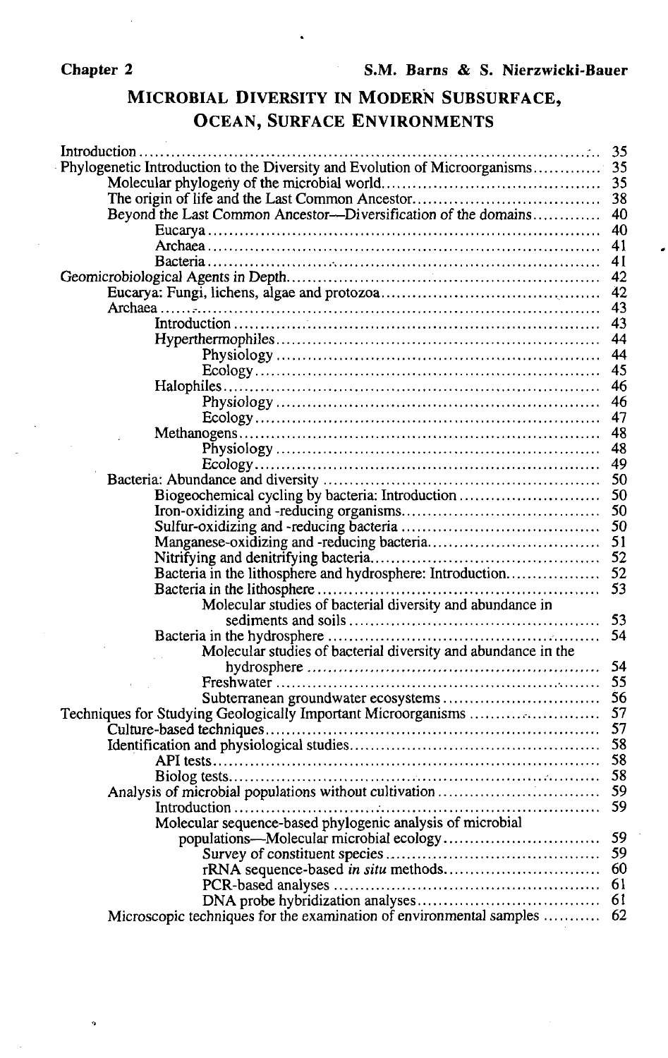**Chapter 2** **S.M. Barns & S. Nierzwicki-Bauer**

# MICROBIAL DIVERSITY IN MODERN SUBSURFACE, OCEAN, SURFACE ENVIRONMENTS

| | |
|---|---|
| Introduction | 35 |
| Phylogenetic Introduction to the Diversity and Evolution of Microorganisms | 35 |
| Molecular phylogeny of the microbial world | 35 |
| The origin of life and the Last Common Ancestor | 38 |
| Beyond the Last Common Ancestor—Diversification of the domains | 40 |
| Eucarya | 40 |
| Archaea | 41 |
| Bacteria | 41 |
| Geomicrobiological Agents in Depth | 42 |
| Eucarya: Fungi, lichens, algae and protozoa | 42 |
| Archaea | 43 |
| Introduction | 43 |
| Hyperthermophiles | 44 |
| Physiology | 44 |
| Ecology | 45 |
| Halophiles | 46 |
| Physiology | 46 |
| Ecology | 47 |
| Methanogens | 48 |
| Physiology | 48 |
| Ecology | 49 |
| Bacteria: Abundance and diversity | 50 |
| Biogeochemical cycling by bacteria: Introduction | 50 |
| Iron-oxidizing and -reducing organisms | 50 |
| Sulfur-oxidizing and -reducing bacteria | 50 |
| Manganese-oxidizing and -reducing bacteria | 51 |
| Nitrifying and denitrifying bacteria | 52 |
| Bacteria in the lithosphere and hydrosphere: Introduction | 52 |
| Bacteria in the lithosphere | 53 |
| Molecular studies of bacterial diversity and abundance in sediments and soils | 53 |
| Bacteria in the hydrosphere | 54 |
| Molecular studies of bacterial diversity and abundance in the hydrosphere | 54 |
| Freshwater | 55 |
| Subterranean groundwater ecosystems | 56 |
| Techniques for Studying Geologically Important Microorganisms | 57 |
| Culture-based techniques | 57 |
| Identification and physiological studies | 58 |
| API tests | 58 |
| Biolog tests | 58 |
| Analysis of microbial populations without cultivation | 59 |
| Introduction | 59 |
| Molecular sequence-based phylogenic analysis of microbial populations—Molecular microbial ecology | 59 |
| Survey of constituent species | 59 |
| rRNA sequence-based *in situ* methods | 60 |
| PCR-based analyses | 61 |
| DNA probe hybridization analyses | 61 |
| Microscopic techniques for the examination of environmental samples | 62 |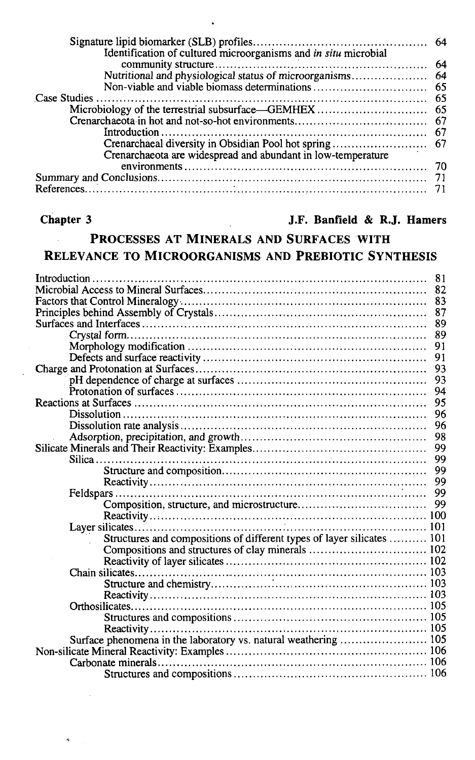Signature lipid biomarker (SLB) profiles .............................................. 64
- Identification of cultured microorganisms and *in situ* microbial community structure .............................................. 64
- Nutritional and physiological status of microorganisms .............................................. 64
- Non-viable and viable biomass determinations .............................................. 65

Case Studies .............................................. 65
- Microbiology of the terrestrial subsurface—GEMHEX .............................................. 65
- Crenarchaeota in hot and not-so-hot environments .............................................. 67
  - Introduction .............................................. 67
  - Crenarchaeal diversity in Obsidian Pool hot spring .............................................. 67
  - Crenarchaeota are widespread and abundant in low-temperature environments .............................................. 70

Summary and Conclusions .............................................. 71
References .............................................. 71

## Chapter 3 — J.F. Banfield & R.J. Hamers

## Processes at Minerals and Surfaces with Relevance to Microorganisms and Prebiotic Synthesis

Introduction .............................................. 81
Microbial Access to Mineral Surfaces .............................................. 82
Factors that Control Mineralogy .............................................. 83
Principles behind Assembly of Crystals .............................................. 87
Surfaces and Interfaces .............................................. 89
- Crystal form .............................................. 89
- Morphology modification .............................................. 91
- Defects and surface reactivity .............................................. 91

Charge and Protonation at Surfaces .............................................. 93
- pH dependence of charge at surfaces .............................................. 93
- Protonation of surfaces .............................................. 94

Reactions at Surfaces .............................................. 95
- Dissolution .............................................. 96
- Dissolution rate analysis .............................................. 96
- Adsorption, precipitation, and growth .............................................. 98

Silicate Minerals and Their Reactivity: Examples .............................................. 99
- Silica .............................................. 99
  - Structure and composition .............................................. 99
  - Reactivity .............................................. 99
- Feldspars .............................................. 99
  - Composition, structure, and microstructure .............................................. 99
  - Reactivity .............................................. 100
- Layer silicates .............................................. 101
  - Structures and compositions of different types of layer silicates .............................................. 101
  - Compositions and structures of clay minerals .............................................. 102
  - Reactivity of layer silicates .............................................. 102
- Chain silicates .............................................. 103
  - Structure and chemistry .............................................. 103
  - Reactivity .............................................. 103
- Orthosilicates .............................................. 105
  - Structures and compositions .............................................. 105
  - Reactivity .............................................. 105
- Surface phenomena in the laboratory vs. natural weathering .............................................. 105

Non-silicate Mineral Reactivity: Examples .............................................. 106
- Carbonate minerals .............................................. 106
  - Structures and compositions .............................................. 106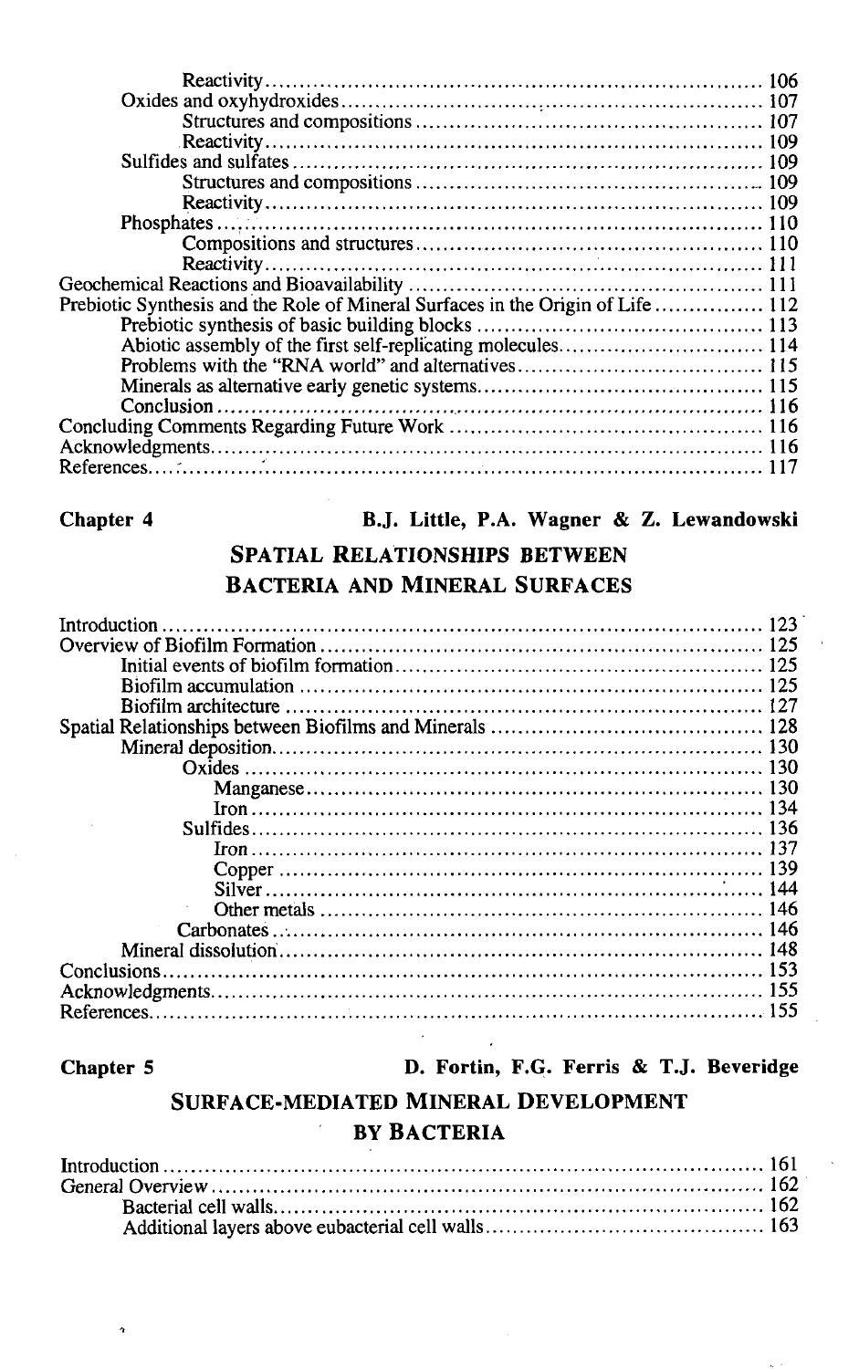Reactivity ........................................................................ 106
Oxides and oxyhydroxides ........................................................ 107
Structures and compositions .................................................. 107
Reactivity ........................................................................ 109
Sulfides and sulfates ................................................................ 109
Structures and compositions .................................................. 109
Reactivity ........................................................................ 109
Phosphates .......................................................................... 110
Compositions and structures .................................................. 110
Reactivity ........................................................................ 111
Geochemical Reactions and Bioavailability .................................................. 111
Prebiotic Synthesis and the Role of Mineral Surfaces in the Origin of Life ................ 112
Prebiotic synthesis of basic building blocks ......................................... 113
Abiotic assembly of the first self-replicating molecules ............................. 114
Problems with the "RNA world" and alternatives .................................... 115
Minerals as alternative early genetic systems ......................................... 115
Conclusion ................................................................................ 116
Concluding Comments Regarding Future Work ............................................. 116
Acknowledgments ............................................................................. 116
References .................................................................................. 117

**Chapter 4** **B.J. Little, P.A. Wagner & Z. Lewandowski**

## SPATIAL RELATIONSHIPS BETWEEN BACTERIA AND MINERAL SURFACES

Introduction ................................................................................ 123
Overview of Biofilm Formation ............................................................ 125
Initial events of biofilm formation ..................................................... 125
Biofilm accumulation ................................................................... 125
Biofilm architecture ..................................................................... 127
Spatial Relationships between Biofilms and Minerals ...................................... 128
Mineral deposition ........................................................................ 130
Oxides ....................................................................................... 130
Manganese ................................................................................. 130
Iron .......................................................................................... 134
Sulfides ...................................................................................... 136
Iron .......................................................................................... 137
Copper ...................................................................................... 139
Silver ........................................................................................ 144
Other metals ............................................................................... 146
Carbonates .................................................................................. 146
Mineral dissolution ........................................................................ 148
Conclusions ................................................................................ 153
Acknowledgments ............................................................................. 155
References .................................................................................. 155

**Chapter 5** **D. Fortin, F.G. Ferris & T.J. Beveridge**

## SURFACE-MEDIATED MINERAL DEVELOPMENT BY BACTERIA

Introduction ................................................................................ 161
General Overview ........................................................................... 162
Bacterial cell walls ........................................................................ 162
Additional layers above eubacterial cell walls ......................................... 163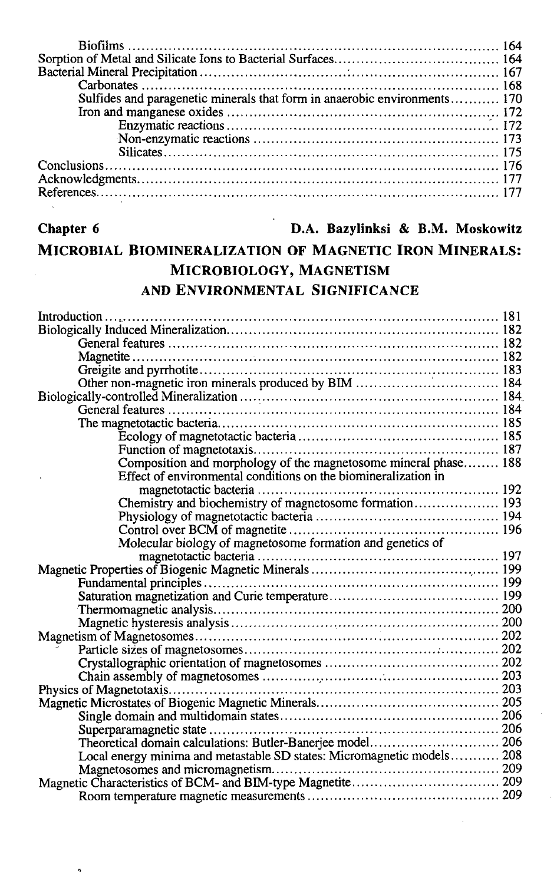Biofilms ... 164
Sorption of Metal and Silicate Ions to Bacterial Surfaces ... 164
Bacterial Mineral Precipitation ... 167
Carbonates ... 168
Sulfides and paragenetic minerals that form in anaerobic environments ... 170
Iron and manganese oxides ... 172
Enzymatic reactions ... 172
Non-enzymatic reactions ... 173
Silicates ... 175
Conclusions ... 176
Acknowledgments ... 177
References ... 177

**Chapter 6** **D.A. Bazylinksi & B.M. Moskowitz**

## MICROBIAL BIOMINERALIZATION OF MAGNETIC IRON MINERALS: MICROBIOLOGY, MAGNETISM AND ENVIRONMENTAL SIGNIFICANCE

Introduction ... 181
Biologically Induced Mineralization ... 182
General features ... 182
Magnetite ... 182
Greigite and pyrrhotite ... 183
Other non-magnetic iron minerals produced by BIM ... 184
Biologically-controlled Mineralization ... 184
General features ... 184
The magnetotactic bacteria ... 185
Ecology of magnetotactic bacteria ... 185
Function of magnetotaxis ... 187
Composition and morphology of the magnetosome mineral phase ... 188
Effect of environmental conditions on the biomineralization in magnetotactic bacteria ... 192
Chemistry and biochemistry of magnetosome formation ... 193
Physiology of magnetotactic bacteria ... 194
Control over BCM of magnetite ... 196
Molecular biology of magnetosome formation and genetics of magnetotactic bacteria ... 197
Magnetic Properties of Biogenic Magnetic Minerals ... 199
Fundamental principles ... 199
Saturation magnetization and Curie temperature ... 199
Thermomagnetic analysis ... 200
Magnetic hysteresis analysis ... 200
Magnetism of Magnetosomes ... 202
Particle sizes of magnetosomes ... 202
Crystallographic orientation of magnetosomes ... 202
Chain assembly of magnetosomes ... 203
Physics of Magnetotaxis ... 203
Magnetic Microstates of Biogenic Magnetic Minerals ... 205
Single domain and multidomain states ... 206
Superparamagnetic state ... 206
Theoretical domain calculations: Butler-Banerjee model ... 206
Local energy minima and metastable SD states: Micromagnetic models ... 208
Magnetosomes and micromagnetism ... 209
Magnetic Characteristics of BCM- and BIM-type Magnetite ... 209
Room temperature magnetic measurements ... 209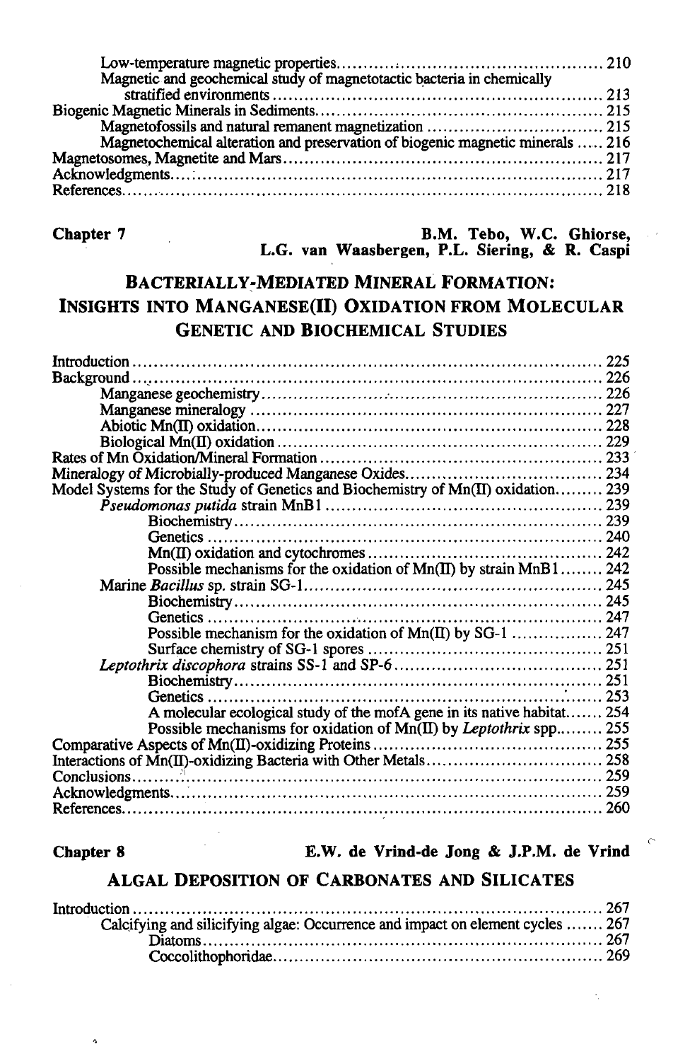Low-temperature magnetic properties ........................................ 210
Magnetic and geochemical study of magnetotactic bacteria in chemically stratified environments ........................................ 213

Biogenic Magnetic Minerals in Sediments ........................................ 215
Magnetofossils and natural remanent magnetization ........................................ 215
Magnetochemical alteration and preservation of biogenic magnetic minerals ..... 216

Magnetosomes, Magnetite and Mars ........................................ 217

Acknowledgments ........................................ 217

References ........................................ 218

**Chapter 7** **B.M. Tebo, W.C. Ghiorse, L.G. van Waasbergen, P.L. Siering, & R. Caspi**

## BACTERIALLY-MEDIATED MINERAL FORMATION: INSIGHTS INTO MANGANESE(II) OXIDATION FROM MOLECULAR GENETIC AND BIOCHEMICAL STUDIES

Introduction ........................................ 225

Background ........................................ 226
Manganese geochemistry ........................................ 226
Manganese mineralogy ........................................ 227
Abiotic Mn(II) oxidation ........................................ 228
Biological Mn(II) oxidation ........................................ 229

Rates of Mn Oxidation/Mineral Formation ........................................ 233

Mineralogy of Microbially-produced Manganese Oxides ........................................ 234

Model Systems for the Study of Genetics and Biochemistry of Mn(II) oxidation ......... 239
*Pseudomonas putida* strain MnB1 ........................................ 239
Biochemistry ........................................ 239
Genetics ........................................ 240
Mn(II) oxidation and cytochromes ........................................ 242
Possible mechanisms for the oxidation of Mn(II) by strain MnB1 ........ 242
Marine *Bacillus* sp. strain SG-1 ........................................ 245
Biochemistry ........................................ 245
Genetics ........................................ 247
Possible mechanism for the oxidation of Mn(II) by SG-1 ................ 247
Surface chemistry of SG-1 spores ........................................ 251
*Leptothrix discophora* strains SS-1 and SP-6 ........................................ 251
Biochemistry ........................................ 251
Genetics ........................................ 253
A molecular ecological study of the mofA gene in its native habitat ....... 254
Possible mechanisms for oxidation of Mn(II) by *Leptothrix* spp. ........ 255

Comparative Aspects of Mn(II)-oxidizing Proteins ........................................ 255

Interactions of Mn(II)-oxidizing Bacteria with Other Metals ........................................ 258

Conclusions ........................................ 259

Acknowledgments ........................................ 259

References ........................................ 260

**Chapter 8** **E.W. de Vrind-de Jong & J.P.M. de Vrind**

## ALGAL DEPOSITION OF CARBONATES AND SILICATES

Introduction ........................................ 267
Calcifying and silicifying algae: Occurrence and impact on element cycles ....... 267
Diatoms ........................................ 267
Coccolithophoridae ........................................ 269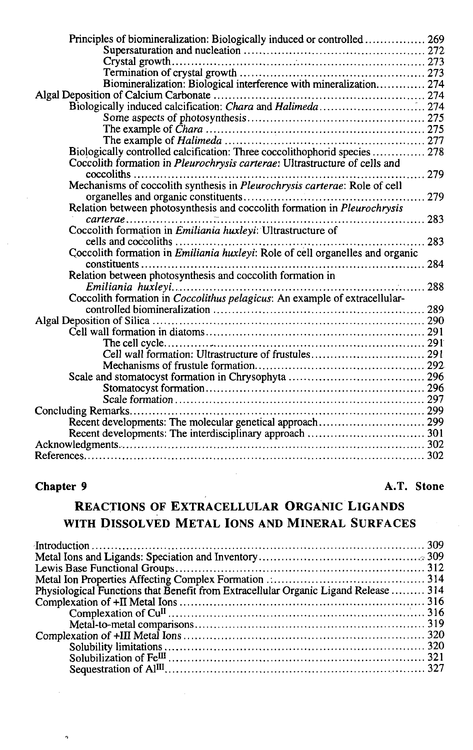Principles of biomineralization: Biologically induced or controlled ................ 269
- Supersaturation and nucleation ................................................ 272
- Crystal growth ................................................................ 273
- Termination of crystal growth ................................................ 273
- Biomineralization: Biological interference with mineralization ............. 274

Algal Deposition of Calcium Carbonate ........................................................ 274
- Biologically induced calcification: *Chara* and *Halimeda* ............................. 274
  - Some aspects of photosynthesis ................................................ 275
  - The example of *Chara* ........................................................ 275
  - The example of *Halimeda* ..................................................... 277
- Biologically controlled calcification: Three coccolithophorid species .............. 278
- Coccolith formation in *Pleurochrysis carterae*: Ultrastructure of cells and coccoliths ........................................................................ 279
- Mechanisms of coccolith synthesis in *Pleurochrysis carterae*: Role of cell organelles and organic constituents ................................................ 279
- Relation between photosynthesis and coccolith formation in *Pleurochrysis carterae* ........................................................................ 283
- Coccolith formation in *Emiliania huxleyi*: Ultrastructure of cells and coccoliths .......................................................... 283
- Coccolith formation in *Emiliania huxleyi*: Role of cell organelles and organic constituents ........................................................................ 284
- Relation between photosynthesis and coccolith formation in *Emiliania huxleyi* ................................................................ 288
- Coccolith formation in *Coccolithus pelagicus*: An example of extracellular-controlled biomineralization ........................................................ 289

Algal Deposition of Silica ........................................................ 290
- Cell wall formation in diatoms ........................................................ 291
  - The cell cycle ........................................................ 291
  - Cell wall formation: Ultrastructure of frustules ............................. 291
  - Mechanisms of frustule formation ............................................ 292
- Scale and stomatocyst formation in Chrysophyta ..................................... 296
  - Stomatocyst formation ........................................................ 296
  - Scale formation ........................................................ 297

Concluding Remarks ........................................................ 299
- Recent developments: The molecular genetical approach ............................ 299
- Recent developments: The interdisciplinary approach ............................... 301

Acknowledgments ........................................................ 302

References ........................................................ 302

**Chapter 9** **A.T. Stone**

## REACTIONS OF EXTRACELLULAR ORGANIC LIGANDS WITH DISSOLVED METAL IONS AND MINERAL SURFACES

Introduction ........................................................ 309

Metal Ions and Ligands: Speciation and Inventory ........................................ 309

Lewis Base Functional Groups ........................................................ 312

Metal Ion Properties Affecting Complex Formation ....................................... 314

Physiological Functions that Benefit from Extracellular Organic Ligand Release ......... 314

Complexation of +II Metal Ions ........................................................ 316
- Complexation of $Cu^{II}$ ........................................................ 316
- Metal-to-metal comparisons ........................................................ 319

Complexation of +III Metal Ions ........................................................ 320
- Solubility limitations ........................................................ 320
- Solubilization of $Fe^{III}$ ........................................................ 321
- Sequestration of $Al^{III}$ ........................................................ 327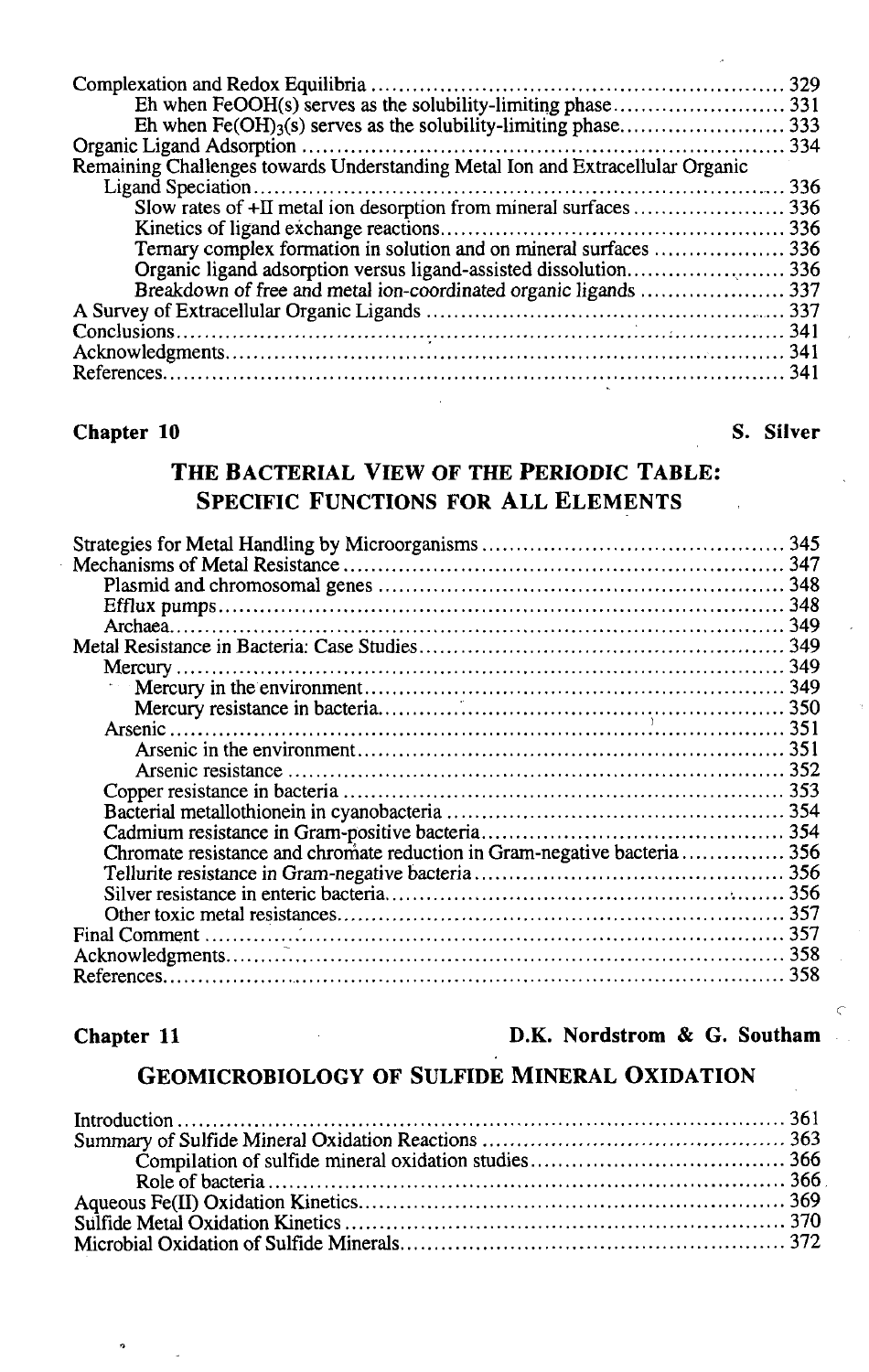Complexation and Redox Equilibria .......... 329
  Eh when FeOOH(s) serves as the solubility-limiting phase .......... 331
  Eh when $Fe(OH)_3$(s) serves as the solubility-limiting phase .......... 333
Organic Ligand Adsorption .......... 334
Remaining Challenges towards Understanding Metal Ion and Extracellular Organic Ligand Speciation .......... 336
  Slow rates of +II metal ion desorption from mineral surfaces .......... 336
  Kinetics of ligand exchange reactions .......... 336
  Ternary complex formation in solution and on mineral surfaces .......... 336
  Organic ligand adsorption versus ligand-assisted dissolution .......... 336
  Breakdown of free and metal ion-coordinated organic ligands .......... 337
A Survey of Extracellular Organic Ligands .......... 337
Conclusions .......... 341
Acknowledgments .......... 341
References .......... 341

## Chapter 10 — S. Silver

## THE BACTERIAL VIEW OF THE PERIODIC TABLE: SPECIFIC FUNCTIONS FOR ALL ELEMENTS

Strategies for Metal Handling by Microorganisms .......... 345
Mechanisms of Metal Resistance .......... 347
  Plasmid and chromosomal genes .......... 348
  Efflux pumps .......... 348
  Archaea .......... 349
Metal Resistance in Bacteria: Case Studies .......... 349
  Mercury .......... 349
    Mercury in the environment .......... 349
    Mercury resistance in bacteria .......... 350
  Arsenic .......... 351
    Arsenic in the environment .......... 351
    Arsenic resistance .......... 352
  Copper resistance in bacteria .......... 353
  Bacterial metallothionein in cyanobacteria .......... 354
  Cadmium resistance in Gram-positive bacteria .......... 354
  Chromate resistance and chromate reduction in Gram-negative bacteria .......... 356
  Tellurite resistance in Gram-negative bacteria .......... 356
  Silver resistance in enteric bacteria .......... 356
  Other toxic metal resistances .......... 357
Final Comment .......... 357
Acknowledgments .......... 358
References .......... 358

## Chapter 11 — D.K. Nordstrom & G. Southam

## GEOMICROBIOLOGY OF SULFIDE MINERAL OXIDATION

Introduction .......... 361
Summary of Sulfide Mineral Oxidation Reactions .......... 363
  Compilation of sulfide mineral oxidation studies .......... 366
  Role of bacteria .......... 366
Aqueous Fe(II) Oxidation Kinetics .......... 369
Sulfide Metal Oxidation Kinetics .......... 370
Microbial Oxidation of Sulfide Minerals .......... 372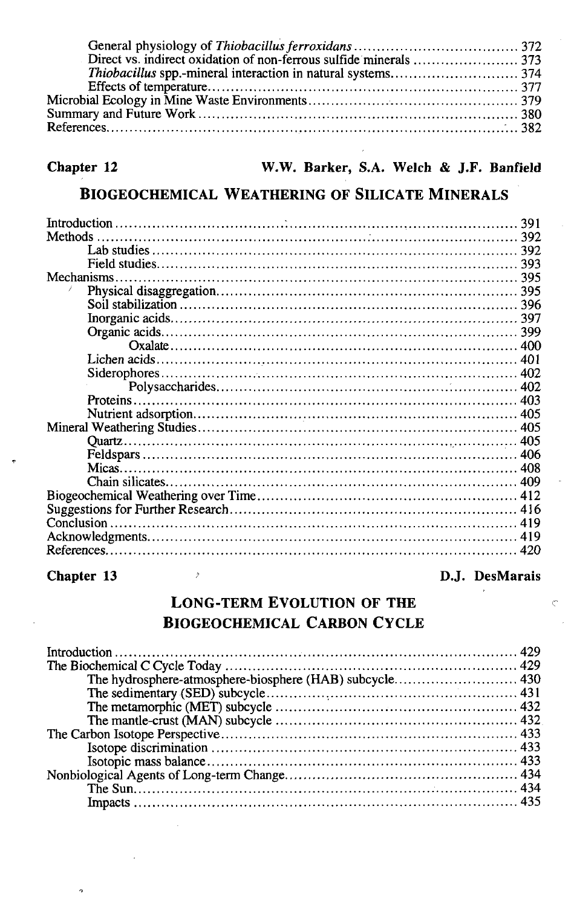General physiology of *Thiobacillus ferroxidans* ... 372
Direct vs. indirect oxidation of non-ferrous sulfide minerals ... 373
*Thiobacillus* spp.-mineral interaction in natural systems ... 374
Effects of temperature ... 377
Microbial Ecology in Mine Waste Environments ... 379
Summary and Future Work ... 380
References ... 382

**Chapter 12** **W.W. Barker, S.A. Welch & J.F. Banfield**

## BIOGEOCHEMICAL WEATHERING OF SILICATE MINERALS

Introduction ... 391
Methods ... 392
  Lab studies ... 392
  Field studies ... 393
Mechanisms ... 395
  Physical disaggregation ... 395
  Soil stabilization ... 396
  Inorganic acids ... 397
  Organic acids ... 399
    Oxalate ... 400
  Lichen acids ... 401
  Siderophores ... 402
    Polysaccharides ... 402
  Proteins ... 403
  Nutrient adsorption ... 405
Mineral Weathering Studies ... 405
  Quartz ... 405
  Feldspars ... 406
  Micas ... 408
  Chain silicates ... 409
Biogeochemical Weathering over Time ... 412
Suggestions for Further Research ... 416
Conclusion ... 419
Acknowledgments ... 419
References ... 420

**Chapter 13** **D.J. DesMarais**

## LONG-TERM EVOLUTION OF THE BIOGEOCHEMICAL CARBON CYCLE

Introduction ... 429
The Biochemical C Cycle Today ... 429
  The hydrosphere-atmosphere-biosphere (HAB) subcycle ... 430
  The sedimentary (SED) subcycle ... 431
  The metamorphic (MET) subcycle ... 432
  The mantle-crust (MAN) subcycle ... 432
The Carbon Isotope Perspective ... 433
  Isotope discrimination ... 433
  Isotopic mass balance ... 433
Nonbiological Agents of Long-term Change ... 434
  The Sun ... 434
  Impacts ... 435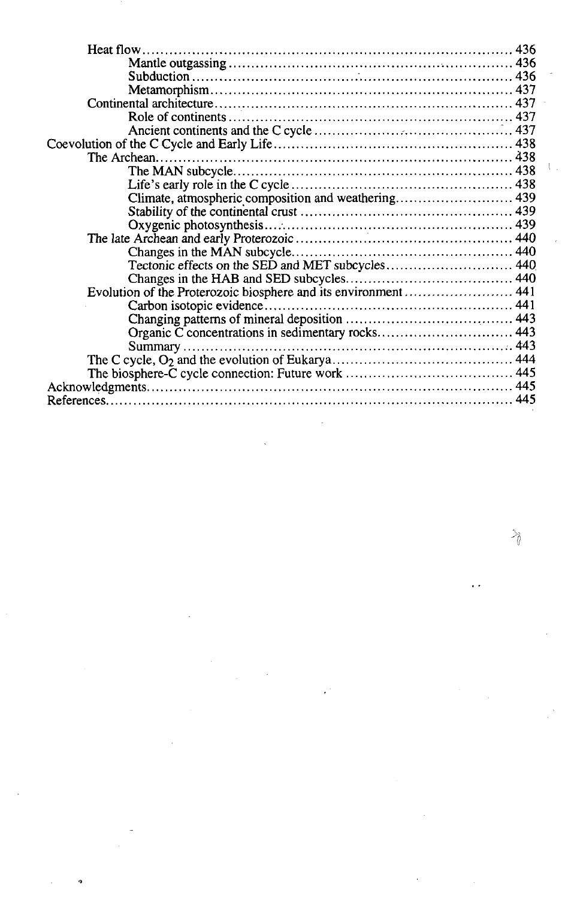Heat flow ........................................................................ 436

Mantle outgassing ........................................................ 436

Subduction ................................................................. 436

Metamorphism ............................................................ 437

Continental architecture ........................................................ 437

Role of continents ........................................................ 437

Ancient continents and the C cycle ................................. 437

Coevolution of the C Cycle and Early Life ........................................... 438

The Archean ..................................................................... 438

The MAN subcycle ........................................................ 438

Life's early role in the C cycle ........................................ 438

Climate, atmospheric composition and weathering ............. 439

Stability of the continental crust ...................................... 439

Oxygenic photosynthesis ................................................ 439

The late Archean and early Proterozoic ...................................... 440

Changes in the MAN subcycle ........................................ 440

Tectonic effects on the SED and MET subcycles ................. 440

Changes in the HAB and SED subcycles ........................... 440

Evolution of the Proterozoic biosphere and its environment ................ 441

Carbon isotopic evidence ............................................... 441

Changing patterns of mineral deposition ........................... 443

Organic C concentrations in sedimentary rocks .................. 443

Summary .................................................................... 443

The C cycle, $O_2$ and the evolution of Eukarya ................................ 444

The biosphere-C cycle connection: Future work ............................... 445

Acknowledgments ................................................................... 445

References ............................................................................ 445